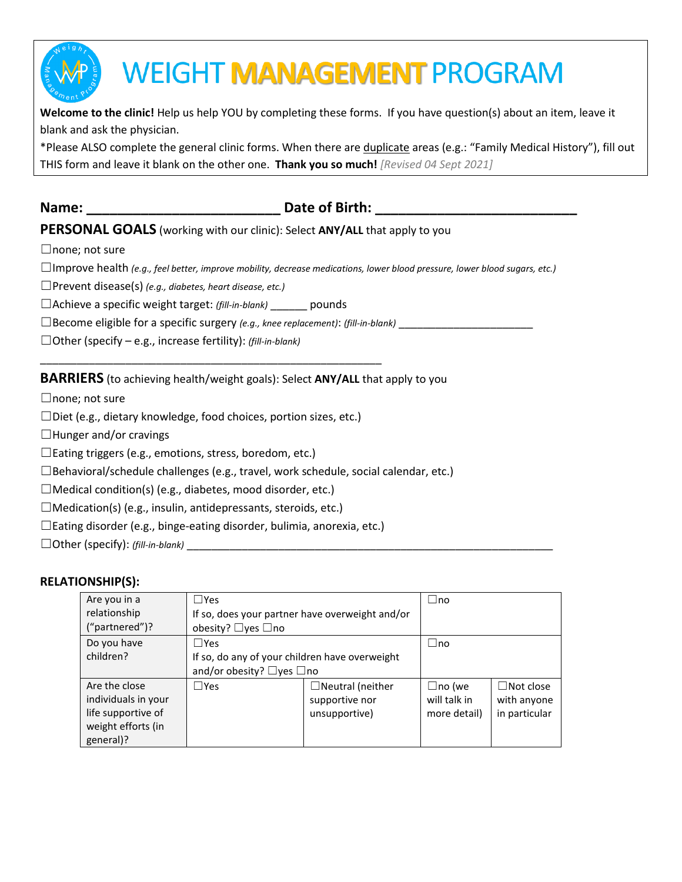# WEIGHT **MANAGEMENT** PROGRAM

**Welcome to the clinic!** Help us help YOU by completing these forms. If you have question(s) about an item, leave it blank and ask the physician.

*Please ALSO complete the general clinic forms. When there are duplicate areas (e.g.: "Family Medical History"), fill out THIS form and leave it blank on the other one. **Thank you so much!** *[Revised 04 Sept 2021]*

**Name: _________________________ Date of Birth: _________________________**

**PERSONAL GOALS** (working with our clinic): Select **ANY/ALL** that apply to you

☐none; not sure

☐Improve health *(e.g., feel better, improve mobility, decrease medications, lower blood pressure, lower blood sugars, etc.)*

☐Prevent disease(s) *(e.g., diabetes, heart disease, etc.)*

☐Achieve a specific weight target: *(fill-in-blank)* ______ pounds

☐Become eligible for a specific surgery *(e.g., knee replacement)*: *(fill-in-blank)* ______________________

☐Other (specify – e.g., increase fertility): *(fill-in-blank)*

________________________________________________________

**BARRIERS** (to achieving health/weight goals): Select **ANY/ALL** that apply to you

☐none; not sure

☐Diet (e.g., dietary knowledge, food choices, portion sizes, etc.)

☐Hunger and/or cravings

☐Eating triggers (e.g., emotions, stress, boredom, etc.)

☐Behavioral/schedule challenges (e.g., travel, work schedule, social calendar, etc.)

☐Medical condition(s) (e.g., diabetes, mood disorder, etc.)

☐Medication(s) (e.g., insulin, antidepressants, steroids, etc.)

☐Eating disorder (e.g., binge-eating disorder, bulimia, anorexia, etc.)

☐Other (specify): *(fill-in-blank)* ____________________________________________________________

**RELATIONSHIP(S):**

| | | | | |
|---|---|---|---|---|
| Are you in a relationship ("partnered")? | ☐Yes<br>If so, does your partner have overweight and/or obesity? ☐yes ☐no | | ☐no | |
| Do you have children? | ☐Yes<br>If so, do any of your children have overweight and/or obesity? ☐yes ☐no | | ☐no | |
| Are the close individuals in your life supportive of weight efforts (in general)? | ☐Yes | ☐Neutral (neither supportive nor unsupportive) | ☐no (we will talk in more detail) | ☐Not close with anyone in particular |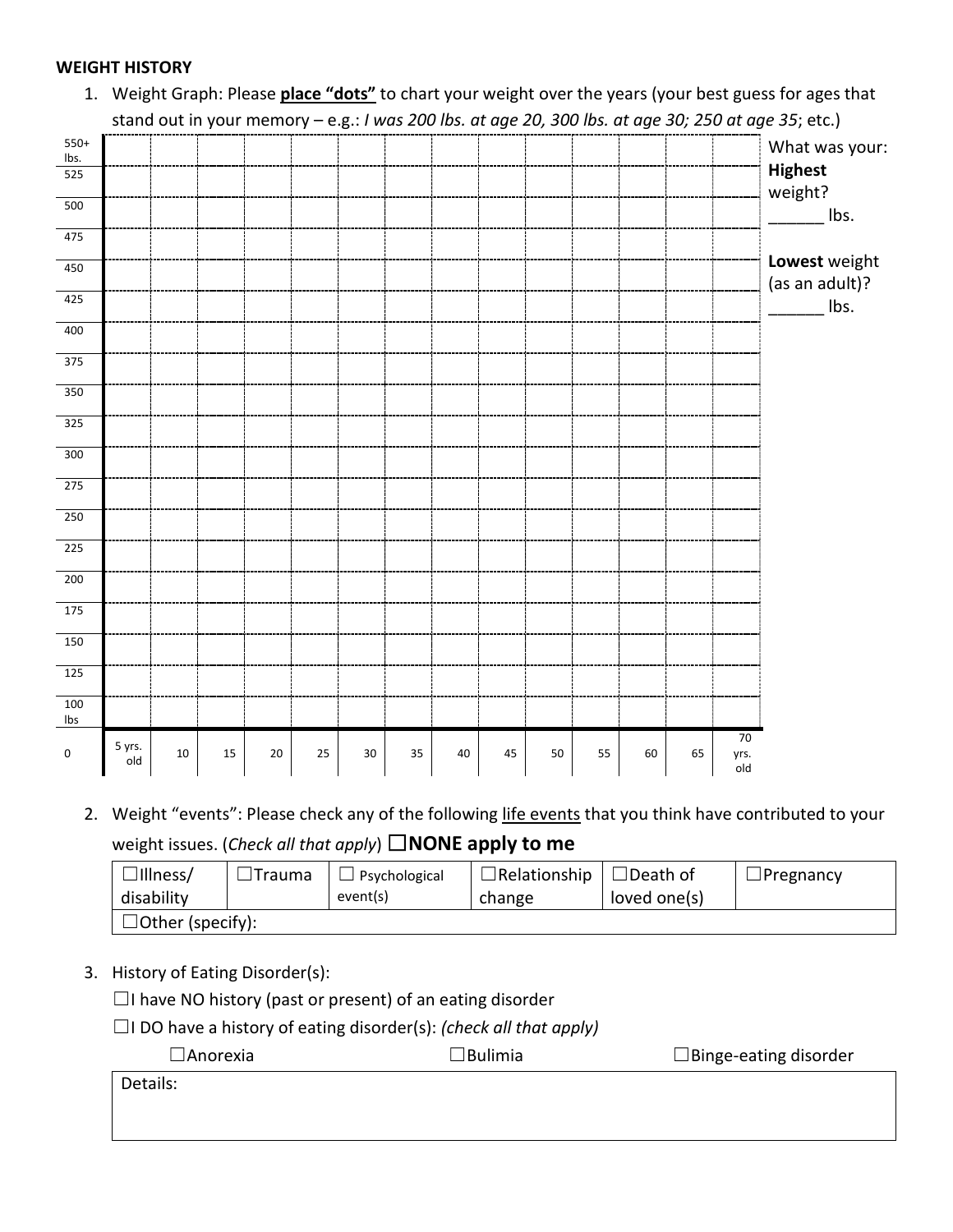**WEIGHT HISTORY**

1. Weight Graph: Please **place "dots"** to chart your weight over the years (your best guess for ages that stand out in your memory – e.g.: *I was 200 lbs. at age 20, 300 lbs. at age 30; 250 at age 35*; etc.)

| | | | | | | | | | | | | | | |
|---|---|---|---|---|---|---|---|---|---|---|---|---|---|---|
| 550+ lbs. | | | | | | | | | | | | | | |
| 525 | | | | | | | | | | | | | | |
| 500 | | | | | | | | | | | | | | |
| 475 | | | | | | | | | | | | | | |
| 450 | | | | | | | | | | | | | | |
| 425 | | | | | | | | | | | | | | |
| 400 | | | | | | | | | | | | | | |
| 375 | | | | | | | | | | | | | | |
| 350 | | | | | | | | | | | | | | |
| 325 | | | | | | | | | | | | | | |
| 300 | | | | | | | | | | | | | | |
| 275 | | | | | | | | | | | | | | |
| 250 | | | | | | | | | | | | | | |
| 225 | | | | | | | | | | | | | | |
| 200 | | | | | | | | | | | | | | |
| 175 | | | | | | | | | | | | | | |
| 150 | | | | | | | | | | | | | | |
| 125 | | | | | | | | | | | | | | |
| 100 lbs | | | | | | | | | | | | | | |
| 0 | 5 yrs. old | 10 | 15 | 20 | 25 | 30 | 35 | 40 | 45 | 50 | 55 | 60 | 65 | 70 yrs. old |

What was your:
**Highest** weight? ______ lbs.

**Lowest** weight (as an adult)? ______ lbs.

2. Weight "events": Please check any of the following <u>life events</u> that you think have contributed to your weight issues. (*Check all that apply*) ☐**NONE apply to me**

| ☐Illness/ disability | ☐Trauma | ☐ Psychological event(s) | ☐Relationship change | ☐Death of loved one(s) | ☐Pregnancy |
|---|---|---|---|---|---|
| ☐Other (specify): | | | | | |

3. History of Eating Disorder(s):

☐I have NO history (past or present) of an eating disorder

☐I DO have a history of eating disorder(s): *(check all that apply)*

☐Anorexia ☐Bulimia ☐Binge-eating disorder

| Details: |
|---|
| |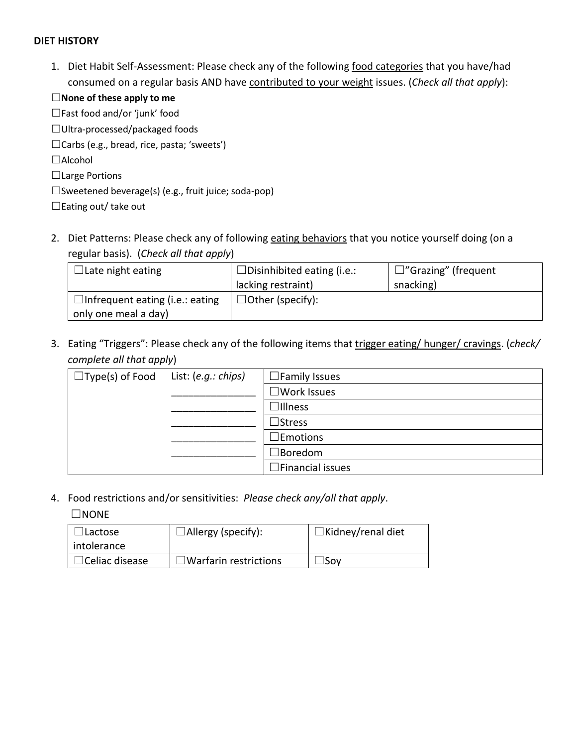**DIET HISTORY**

1. Diet Habit Self-Assessment: Please check any of the following food categories that you have/had consumed on a regular basis AND have contributed to your weight issues. (*Check all that apply*):

☐**None of these apply to me**
☐Fast food and/or 'junk' food
☐Ultra-processed/packaged foods
☐Carbs (e.g., bread, rice, pasta; 'sweets')
☐Alcohol
☐Large Portions
☐Sweetened beverage(s) (e.g., fruit juice; soda-pop)
☐Eating out/ take out

2. Diet Patterns: Please check any of following eating behaviors that you notice yourself doing (on a regular basis). (*Check all that apply*)

| | | |
|---|---|---|
| ☐Late night eating | ☐Disinhibited eating (i.e.: lacking restraint) | ☐"Grazing" (frequent snacking) |
| ☐Infrequent eating (i.e.: eating only one meal a day) | ☐Other (specify): | |

3. Eating "Triggers": Please check any of the following items that trigger eating/ hunger/ cravings. (*check/ complete all that apply*)

| | | |
|---|---|---|
| ☐Type(s) of Food | List: (*e.g.: chips*) | ☐Family Issues |
| | _______________ | ☐Work Issues |
| | _______________ | ☐Illness |
| | _______________ | ☐Stress |
| | _______________ | ☐Emotions |
| | _______________ | ☐Boredom |
| | | ☐Financial issues |

4. Food restrictions and/or sensitivities: *Please check any/all that apply*.

☐NONE

| | | |
|---|---|---|
| ☐Lactose intolerance | ☐Allergy (specify): | ☐Kidney/renal diet |
| ☐Celiac disease | ☐Warfarin restrictions | ☐Soy |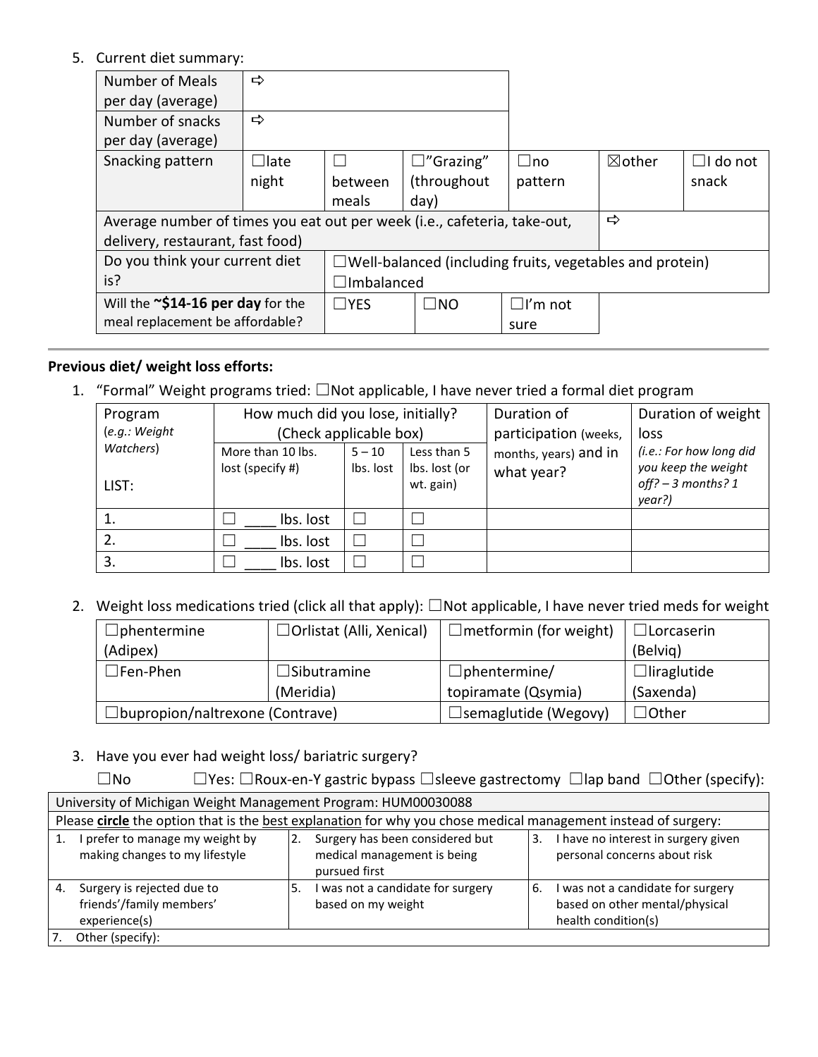5. Current diet summary:

| Number of Meals per day (average) | ⇨ | | | | | |
|---|---|---|---|---|---|---|
| Number of snacks per day (average) | ⇨ | | | | | |
| Snacking pattern | ☐late night | ☐ between meals | ☐"Grazing" (throughout day) | ☐no pattern | ☒other | ☐I do not snack |
| Average number of times you eat out per week (i.e., cafeteria, take-out, delivery, restaurant, fast food) | | | | | ⇨ | |
| Do you think your current diet is? | ☐Well-balanced (including fruits, vegetables and protein)<br>☐Imbalanced | | | | | |
| Will the **~$14-16 per day** for the meal replacement be affordable? | ☐YES | ☐NO | ☐I'm not sure | | | |

---

**Previous diet/ weight loss efforts:**

1. "Formal" Weight programs tried: ☐Not applicable, I have never tried a formal diet program

| Program (*e.g.: Weight Watchers*)<br><br>LIST: | How much did you lose, initially? (Check applicable box) | | | Duration of participation (weeks, months, years) and in what year? | Duration of weight loss *(i.e.: For how long did you keep the weight off? – 3 months? 1 year?)* |
|---|---|---|---|---|---|
| | More than 10 lbs. lost (specify #) | 5 – 10 lbs. lost | Less than 5 lbs. lost (or wt. gain) | | |
| 1. | ☐ ____ lbs. lost | ☐ | ☐ | | |
| 2. | ☐ ____ lbs. lost | ☐ | ☐ | | |
| 3. | ☐ ____ lbs. lost | ☐ | ☐ | | |

2. Weight loss medications tried (click all that apply): ☐Not applicable, I have never tried meds for weight

| ☐phentermine (Adipex) | ☐Orlistat (Alli, Xenical) | ☐metformin (for weight) | ☐Lorcaserin (Belviq) |
|---|---|---|---|
| ☐Fen-Phen | ☐Sibutramine (Meridia) | ☐phentermine/ topiramate (Qsymia) | ☐liraglutide (Saxenda) |
| ☐bupropion/naltrexone (Contrave) | | ☐semaglutide (Wegovy) | ☐Other |

3. Have you ever had weight loss/ bariatric surgery?

   ☐No ☐Yes: ☐Roux-en-Y gastric bypass ☐sleeve gastrectomy ☐lap band ☐Other (specify):

| University of Michigan Weight Management Program: HUM00030088 | | |
|---|---|---|
| Please **<u>circle</u>** the option that is the <u>best explanation</u> for why you chose medical management instead of surgery: | | |
| 1. I prefer to manage my weight by making changes to my lifestyle | 2. Surgery has been considered but medical management is being pursued first | 3. I have no interest in surgery given personal concerns about risk |
| 4. Surgery is rejected due to friends'/family members' experience(s) | 5. I was not a candidate for surgery based on my weight | 6. I was not a candidate for surgery based on other mental/physical health condition(s) |
| 7. Other (specify): | | |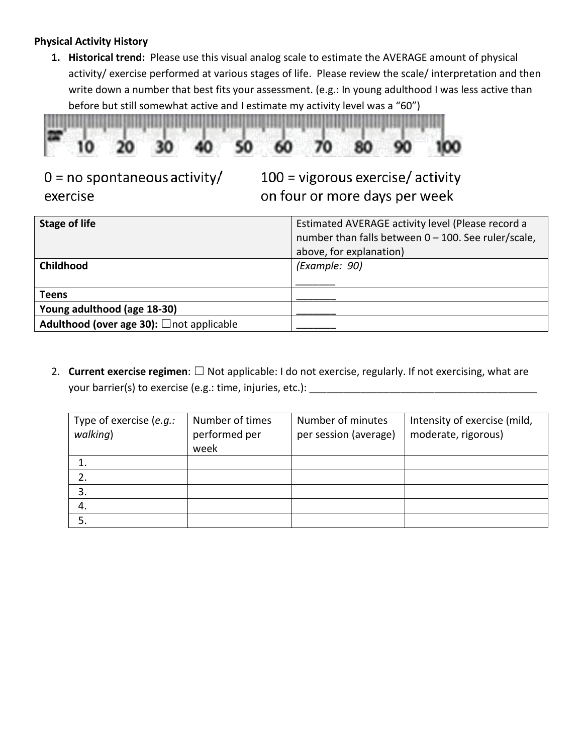**Physical Activity History**

1. **Historical trend:** Please use this visual analog scale to estimate the AVERAGE amount of physical activity/ exercise performed at various stages of life. Please review the scale/ interpretation and then write down a number that best fits your assessment. (e.g.: In young adulthood I was less active than before but still somewhat active and I estimate my activity level was a "60")

10 20 30 40 50 60 70 80 90 100

0 = no spontaneous activity/ exercise

100 = vigorous exercise/ activity on four or more days per week

| **Stage of life** | Estimated AVERAGE activity level (Please record a number than falls between 0 – 100. See ruler/scale, above, for explanation) |
|---|---|
| **Childhood** | *(Example: 90)* _______ |
| **Teens** | _______ |
| **Young adulthood (age 18-30)** | _______ |
| **Adulthood (over age 30):** ☐not applicable | _______ |

2. **Current exercise regimen**: ☐ Not applicable: I do not exercise, regularly. If not exercising, what are your barrier(s) to exercise (e.g.: time, injuries, etc.): ___________________________________________

| Type of exercise (*e.g.: walking*) | Number of times performed per week | Number of minutes per session (average) | Intensity of exercise (mild, moderate, rigorous) |
|---|---|---|---|
| 1. | | | |
| 2. | | | |
| 3. | | | |
| 4. | | | |
| 5. | | | |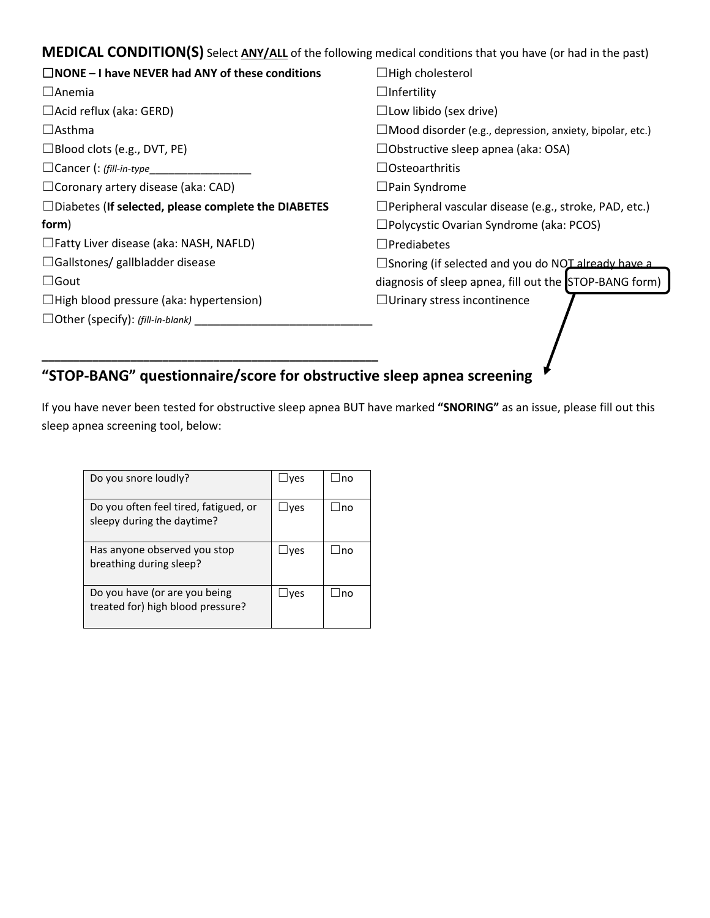**MEDICAL CONDITION(S)** Select **ANY/ALL** of the following medical conditions that you have (or had in the past)

☐**NONE – I have NEVER had ANY of these conditions**
☐Anemia
☐Acid reflux (aka: GERD)
☐Asthma
☐Blood clots (e.g., DVT, PE)
☐Cancer (: *(fill-in-type*________________
☐Coronary artery disease (aka: CAD)
☐Diabetes (**If selected, please complete the DIABETES form**)
☐Fatty Liver disease (aka: NASH, NAFLD)
☐Gallstones/ gallbladder disease
☐Gout
☐High blood pressure (aka: hypertension)
☐Other (specify): *(fill-in-blank)* ____________________________
☐High cholesterol
☐Infertility
☐Low libido (sex drive)
☐Mood disorder (e.g., depression, anxiety, bipolar, etc.)
☐Obstructive sleep apnea (aka: OSA)
☐Osteoarthritis
☐Pain Syndrome
☐Peripheral vascular disease (e.g., stroke, PAD, etc.)
☐Polycystic Ovarian Syndrome (aka: PCOS)
☐Prediabetes
☐Snoring (if selected and you do NOT already have a diagnosis of sleep apnea, fill out the STOP-BANG form)
☐Urinary stress incontinence

## "STOP-BANG" questionnaire/score for obstructive sleep apnea screening

If you have never been tested for obstructive sleep apnea BUT have marked **"SNORING"** as an issue, please fill out this sleep apnea screening tool, below:

| | | |
|---|---|---|
| Do you snore loudly? | ☐yes | ☐no |
| Do you often feel tired, fatigued, or sleepy during the daytime? | ☐yes | ☐no |
| Has anyone observed you stop breathing during sleep? | ☐yes | ☐no |
| Do you have (or are you being treated for) high blood pressure? | ☐yes | ☐no |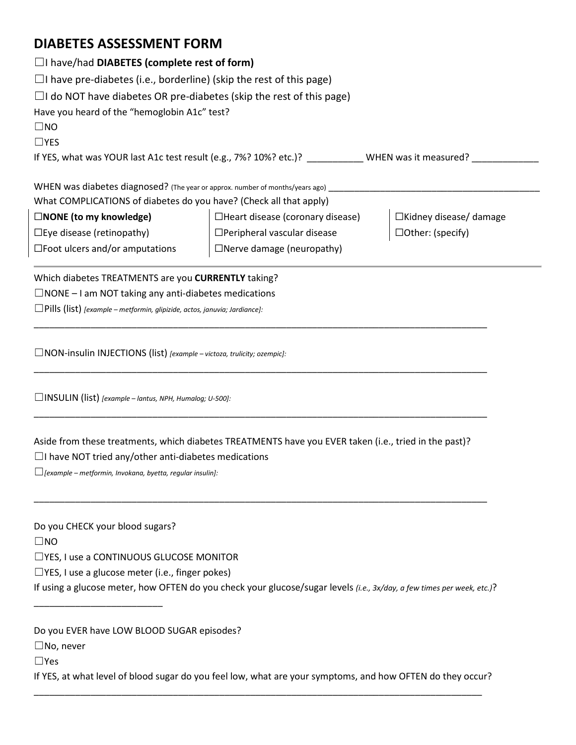# DIABETES ASSESSMENT FORM

☐I have/had **DIABETES (complete rest of form)**

☐I have pre-diabetes (i.e., borderline) (skip the rest of this page)

☐I do NOT have diabetes OR pre-diabetes (skip the rest of this page)

Have you heard of the "hemoglobin A1c" test?

☐NO

☐YES

If YES, what was YOUR last A1c test result (e.g., 7%? 10%? etc.)? ___________ WHEN was it measured? _____________

WHEN was diabetes diagnosed? (The year or approx. number of months/years ago) ___________________________________________

What COMPLICATIONS of diabetes do you have? (Check all that apply)

| | | |
|---|---|---|
| ☐**NONE (to my knowledge)** | ☐Heart disease (coronary disease) | ☐Kidney disease/ damage |
| ☐Eye disease (retinopathy) | ☐Peripheral vascular disease | ☐Other: (specify) |
| ☐Foot ulcers and/or amputations | ☐Nerve damage (neuropathy) | |

---

Which diabetes TREATMENTS are you **CURRENTLY** taking?

☐NONE – I am NOT taking any anti-diabetes medications

☐Pills (list) *[example – metformin, glipizide, actos, januvia; Jardiance]:*

_____________________________________________________________________________________________

☐NON-insulin INJECTIONS (list) *[example – victoza, trulicity; ozempic]:*

_____________________________________________________________________________________________

☐INSULIN (list) *[example – lantus, NPH, Humalog; U-500]:*

_____________________________________________________________________________________________

Aside from these treatments, which diabetes TREATMENTS have you EVER taken (i.e., tried in the past)?

☐I have NOT tried any/other anti-diabetes medications

☐*[example – metformin, Invokana, byetta, regular insulin]:*

_____________________________________________________________________________________________

Do you CHECK your blood sugars?

☐NO

☐YES, I use a CONTINUOUS GLUCOSE MONITOR

☐YES, I use a glucose meter (i.e., finger pokes)

If using a glucose meter, how OFTEN do you check your glucose/sugar levels *(i.e., 3x/day, a few times per week, etc.)*?

_________________________

Do you EVER have LOW BLOOD SUGAR episodes?

☐No, never

☐Yes

If YES, at what level of blood sugar do you feel low, what are your symptoms, and how OFTEN do they occur?

_____________________________________________________________________________________________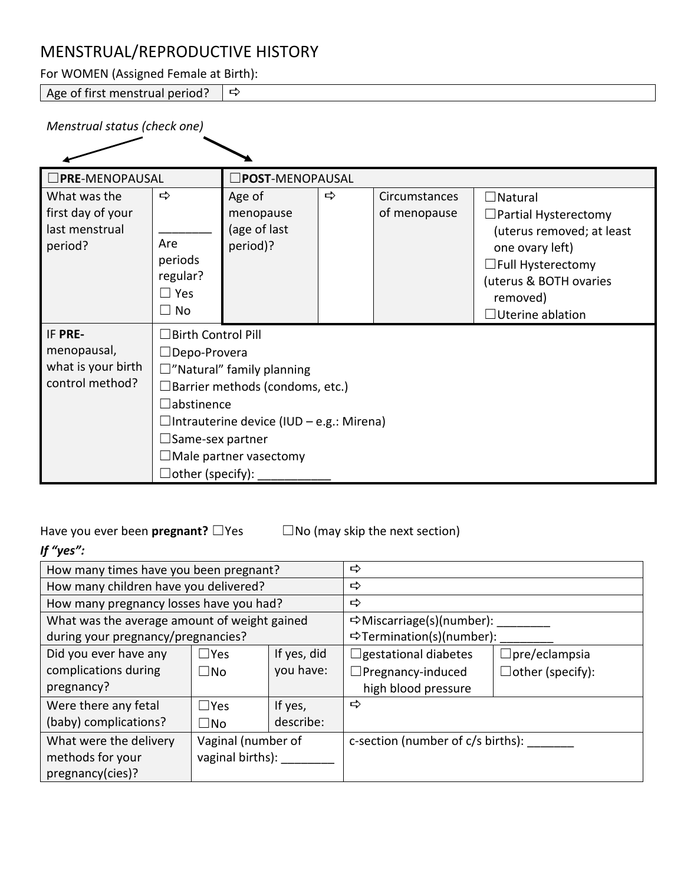# MENSTRUAL/REPRODUCTIVE HISTORY

For WOMEN (Assigned Female at Birth):

| | |
|---|---|
| Age of first menstrual period? | ⇨ |

*Menstrual status (check one)*

| | | | | | |
|---|---|---|---|---|---|
| ☐**PRE**-MENOPAUSAL | | ☐**POST**-MENOPAUSAL | | | |
| What was the first day of your last menstrual period? | ⇨ ________ Are periods regular? ☐ Yes ☐ No | Age of menopause (age of last period)? | ⇨ | Circumstances of menopause | ☐Natural<br>☐Partial Hysterectomy (uterus removed; at least one ovary left)<br>☐Full Hysterectomy (uterus & BOTH ovaries removed)<br>☐Uterine ablation |
| IF **PRE**-menopausal, what is your birth control method? | ☐Birth Control Pill<br>☐Depo-Provera<br>☐"Natural" family planning<br>☐Barrier methods (condoms, etc.)<br>☐abstinence<br>☐Intrauterine device (IUD – e.g.: Mirena)<br>☐Same-sex partner<br>☐Male partner vasectomy<br>☐other (specify): ___________ | | | | |

Have you ever been **pregnant?** ☐Yes ☐No (may skip the next section)

***If "yes":***

| | | | | |
|---|---|---|---|---|
| How many times have you been pregnant? | | | ⇨ | |
| How many children have you delivered? | | | ⇨ | |
| How many pregnancy losses have you had? | | | ⇨ | |
| What was the average amount of weight gained during your pregnancy/pregnancies? | | | ⇨Miscarriage(s)(number): ________<br>⇨Termination(s)(number): ________ | |
| Did you ever have any complications during pregnancy? | ☐Yes<br>☐No | If yes, did you have: | ☐gestational diabetes<br>☐Pregnancy-induced high blood pressure | ☐pre/eclampsia<br>☐other (specify): |
| Were there any fetal (baby) complications? | ☐Yes<br>☐No | If yes, describe: | ⇨ | |
| What were the delivery methods for your pregnancy(cies)? | Vaginal (number of vaginal births): ________ | | c-section (number of c/s births): _______ | |